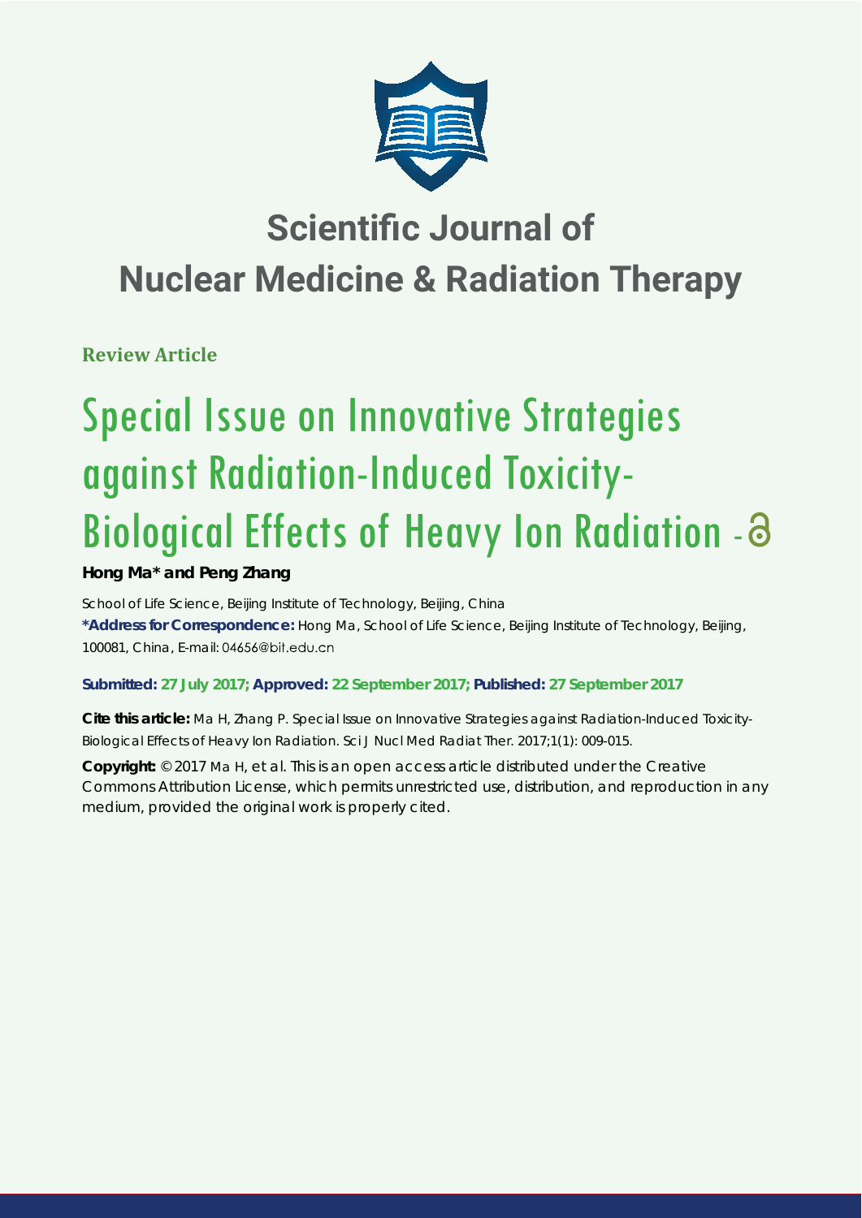# Scientific Journal of Nuclear Medicine & Radiation Therapy

**Review Article**

# Special Issue on Innovative Strategies against Radiation-Induced Toxicity-Biological Effects of Heavy Ion Radiation -

**Hong Ma\* and Peng Zhang**

School of Life Science, Beijing Institute of Technology, Beijing, China

**\*Address for Correspondence:** Hong Ma, School of Life Science, Beijing Institute of Technology, Beijing, 100081, China, E-mail: 04656@bit.edu.cn

**Submitted: 27 July 2017; Approved: 22 September 2017; Published: 27 September 2017**

**Cite this article:** Ma H, Zhang P. Special Issue on Innovative Strategies against Radiation-Induced Toxicity-Biological Effects of Heavy Ion Radiation. Sci J Nucl Med Radiat Ther. 2017;1(1): 009-015.

**Copyright:** © 2017 Ma H, et al. This is an open access article distributed under the Creative Commons Attribution License, which permits unrestricted use, distribution, and reproduction in any medium, provided the original work is properly cited.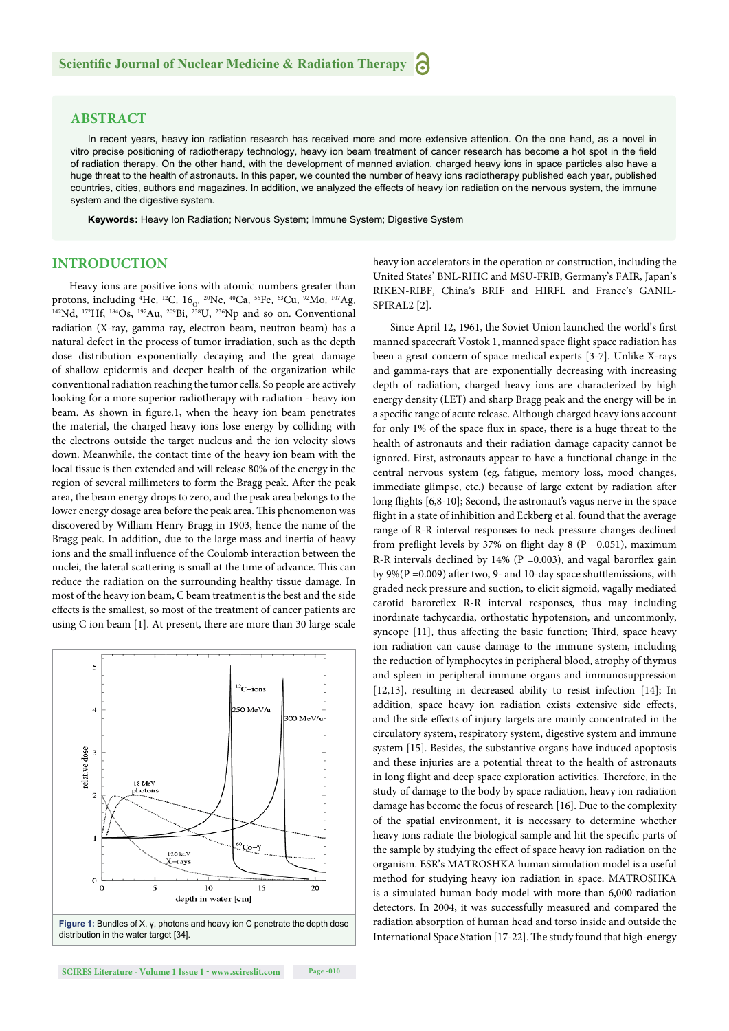## ABSTRACT

In recent years, heavy ion radiation research has received more and more extensive attention. On the one hand, as a novel in vitro precise positioning of radiotherapy technology, heavy ion beam treatment of cancer research has become a hot spot in the field of radiation therapy. On the other hand, with the development of manned aviation, charged heavy ions in space particles also have a huge threat to the health of astronauts. In this paper, we counted the number of heavy ions radiotherapy published each year, published countries, cities, authors and magazines. In addition, we analyzed the effects of heavy ion radiation on the nervous system, the immune system and the digestive system.

**Keywords:** Heavy Ion Radiation; Nervous System; Immune System; Digestive System

## INTRODUCTION

Heavy ions are positive ions with atomic numbers greater than protons, including $^{4}$He, $^{12}$C, $16_{O}$, $^{20}$Ne, $^{40}$Ca, $^{56}$Fe, $^{63}$Cu, $^{92}$Mo, $^{107}$Ag, $^{142}$Nd, $^{172}$Hf, $^{184}$Os, $^{197}$Au, $^{209}$Bi, $^{238}$U, $^{236}$Np and so on. Conventional radiation (X-ray, gamma ray, electron beam, neutron beam) has a natural defect in the process of tumor irradiation, such as the depth dose distribution exponentially decaying and the great damage of shallow epidermis and deeper health of the organization while conventional radiation reaching the tumor cells. So people are actively looking for a more superior radiotherapy with radiation - heavy ion beam. As shown in figure.1, when the heavy ion beam penetrates the material, the charged heavy ions lose energy by colliding with the electrons outside the target nucleus and the ion velocity slows down. Meanwhile, the contact time of the heavy ion beam with the local tissue is then extended and will release 80% of the energy in the region of several millimeters to form the Bragg peak. After the peak area, the beam energy drops to zero, and the peak area belongs to the lower energy dosage area before the peak area. This phenomenon was discovered by William Henry Bragg in 1903, hence the name of the Bragg peak. In addition, due to the large mass and inertia of heavy ions and the small influence of the Coulomb interaction between the nuclei, the lateral scattering is small at the time of advance. This can reduce the radiation on the surrounding healthy tissue damage. In most of the heavy ion beam, C beam treatment is the best and the side effects is the smallest, so most of the treatment of cancer patients are using C ion beam [1]. At present, there are more than 30 large-scale heavy ion accelerators in the operation or construction, including the United States' BNL-RHIC and MSU-FRIB, Germany's FAIR, Japan's RIKEN-RIBF, China's BRIF and HIRFL and France's GANIL-SPIRAL2 [2].

Figure 1: Bundles of X, γ, photons and heavy ion C penetrate the depth dose distribution in the water target [34].

Since April 12, 1961, the Soviet Union launched the world's first manned spacecraft Vostok 1, manned space flight space radiation has been a great concern of space medical experts [3-7]. Unlike X-rays and gamma-rays that are exponentially decreasing with increasing depth of radiation, charged heavy ions are characterized by high energy density (LET) and sharp Bragg peak and the energy will be in a specific range of acute release. Although charged heavy ions account for only 1% of the space flux in space, there is a huge threat to the health of astronauts and their radiation damage capacity cannot be ignored. First, astronauts appear to have a functional change in the central nervous system (eg, fatigue, memory loss, mood changes, immediate glimpse, etc.) because of large extent by radiation after long flights [6,8-10]; Second, the astronaut's vagus nerve in the space flight in a state of inhibition and Eckberg et al. found that the average range of R-R interval responses to neck pressure changes declined from preflight levels by 37% on flight day 8 (P =0.051), maximum R-R intervals declined by 14% (P =0.003), and vagal barorflex gain by 9%(P =0.009) after two, 9- and 10-day space shuttlemissions, with graded neck pressure and suction, to elicit sigmoid, vagally mediated carotid baroreflex R-R interval responses, thus may including inordinate tachycardia, orthostatic hypotension, and uncommonly, syncope [11], thus affecting the basic function; Third, space heavy ion radiation can cause damage to the immune system, including the reduction of lymphocytes in peripheral blood, atrophy of thymus and spleen in peripheral immune organs and immunosuppression [12,13], resulting in decreased ability to resist infection [14]; In addition, space heavy ion radiation exists extensive side effects, and the side effects of injury targets are mainly concentrated in the circulatory system, respiratory system, digestive system and immune system [15]. Besides, the substantive organs have induced apoptosis and these injuries are a potential threat to the health of astronauts in long flight and deep space exploration activities. Therefore, in the study of damage to the body by space radiation, heavy ion radiation damage has become the focus of research [16]. Due to the complexity of the spatial environment, it is necessary to determine whether heavy ions radiate the biological sample and hit the specific parts of the sample by studying the effect of space heavy ion radiation on the organism. ESR's MATROSHKA human simulation model is a useful method for studying heavy ion radiation in space. MATROSHKA is a simulated human body model with more than 6,000 radiation detectors. In 2004, it was successfully measured and compared the radiation absorption of human head and torso inside and outside the International Space Station [17-22]. The study found that high-energy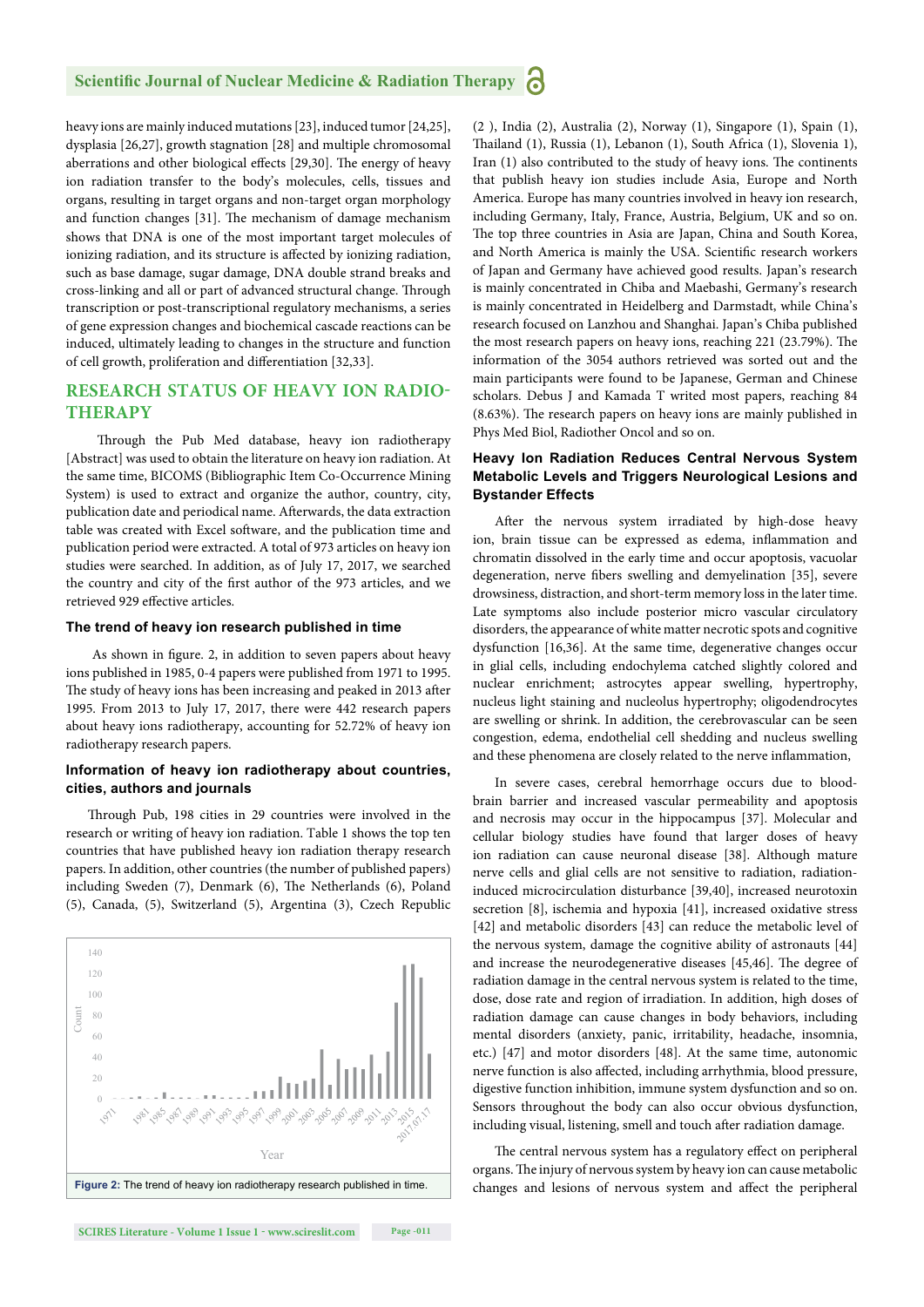heavy ions are mainly induced mutations [23], induced tumor [24,25], dysplasia [26,27], growth stagnation [28] and multiple chromosomal aberrations and other biological effects [29,30]. The energy of heavy ion radiation transfer to the body's molecules, cells, tissues and organs, resulting in target organs and non-target organ morphology and function changes [31]. The mechanism of damage mechanism shows that DNA is one of the most important target molecules of ionizing radiation, and its structure is affected by ionizing radiation, such as base damage, sugar damage, DNA double strand breaks and cross-linking and all or part of advanced structural change. Through transcription or post-transcriptional regulatory mechanisms, a series of gene expression changes and biochemical cascade reactions can be induced, ultimately leading to changes in the structure and function of cell growth, proliferation and differentiation [32,33].

## RESEARCH STATUS OF HEAVY ION RADIOTHERAPY

Through the Pub Med database, heavy ion radiotherapy [Abstract] was used to obtain the literature on heavy ion radiation. At the same time, BICOMS (Bibliographic Item Co-Occurrence Mining System) is used to extract and organize the author, country, city, publication date and periodical name. Afterwards, the data extraction table was created with Excel software, and the publication time and publication period were extracted. A total of 973 articles on heavy ion studies were searched. In addition, as of July 17, 2017, we searched the country and city of the first author of the 973 articles, and we retrieved 929 effective articles.

### The trend of heavy ion research published in time

As shown in figure. 2, in addition to seven papers about heavy ions published in 1985, 0-4 papers were published from 1971 to 1995. The study of heavy ions has been increasing and peaked in 2013 after 1995. From 2013 to July 17, 2017, there were 442 research papers about heavy ions radiotherapy, accounting for 52.72% of heavy ion radiotherapy research papers.

### Information of heavy ion radiotherapy about countries, cities, authors and journals

Through Pub, 198 cities in 29 countries were involved in the research or writing of heavy ion radiation. Table 1 shows the top ten countries that have published heavy ion radiation therapy research papers. In addition, other countries (the number of published papers) including Sweden (7), Denmark (6), The Netherlands (6), Poland (5), Canada, (5), Switzerland (5), Argentina (3), Czech Republic (2 ), India (2), Australia (2), Norway (1), Singapore (1), Spain (1), Thailand (1), Russia (1), Lebanon (1), South Africa (1), Slovenia 1), Iran (1) also contributed to the study of heavy ions. The continents that publish heavy ion studies include Asia, Europe and North America. Europe has many countries involved in heavy ion research, including Germany, Italy, France, Austria, Belgium, UK and so on. The top three countries in Asia are Japan, China and South Korea, and North America is mainly the USA. Scientific research workers of Japan and Germany have achieved good results. Japan's research is mainly concentrated in Chiba and Maebashi, Germany's research is mainly concentrated in Heidelberg and Darmstadt, while China's research focused on Lanzhou and Shanghai. Japan's Chiba published the most research papers on heavy ions, reaching 221 (23.79%). The information of the 3054 authors retrieved was sorted out and the main participants were found to be Japanese, German and Chinese scholars. Debus J and Kamada T wrote most papers, reaching 84 (8.63%). The research papers on heavy ions are mainly published in Phys Med Biol, Radiother Oncol and so on.

Figure 2: The trend of heavy ion radiotherapy research published in time.

### Heavy Ion Radiation Reduces Central Nervous System Metabolic Levels and Triggers Neurological Lesions and Bystander Effects

After the nervous system irradiated by high-dose heavy ion, brain tissue can be expressed as edema, inflammation and chromatin dissolved in the early time and occur apoptosis, vacuolar degeneration, nerve fibers swelling and demyelination [35], severe drowsiness, distraction, and short-term memory loss in the later time. Late symptoms also include posterior micro vascular circulatory disorders, the appearance of white matter necrotic spots and cognitive dysfunction [16,36]. At the same time, degenerative changes occur in glial cells, including endochylema catched slightly colored and nuclear enrichment; astrocytes appear swelling, hypertrophy, nucleus light staining and nucleolus hypertrophy; oligodendrocytes are swelling or shrink. In addition, the cerebrovascular can be seen congestion, edema, endothelial cell shedding and nucleus swelling and these phenomena are closely related to the nerve inflammation,

In severe cases, cerebral hemorrhage occurs due to blood-brain barrier and increased vascular permeability and apoptosis and necrosis may occur in the hippocampus [37]. Molecular and cellular biology studies have found that larger doses of heavy ion radiation can cause neuronal disease [38]. Although mature nerve cells and glial cells are not sensitive to radiation, radiation-induced microcirculation disturbance [39,40], increased neurotoxin secretion [8], ischemia and hypoxia [41], increased oxidative stress [42] and metabolic disorders [43] can reduce the metabolic level of the nervous system, damage the cognitive ability of astronauts [44] and increase the neurodegenerative diseases [45,46]. The degree of radiation damage in the central nervous system is related to the time, dose, dose rate and region of irradiation. In addition, high doses of radiation damage can cause changes in body behaviors, including mental disorders (anxiety, panic, irritability, headache, insomnia, etc.) [47] and motor disorders [48]. At the same time, autonomic nerve function is also affected, including arrhythmia, blood pressure, digestive function inhibition, immune system dysfunction and so on. Sensors throughout the body can also occur obvious dysfunction, including visual, listening, smell and touch after radiation damage.

The central nervous system has a regulatory effect on peripheral organs. The injury of nervous system by heavy ion can cause metabolic changes and lesions of nervous system and affect the peripheral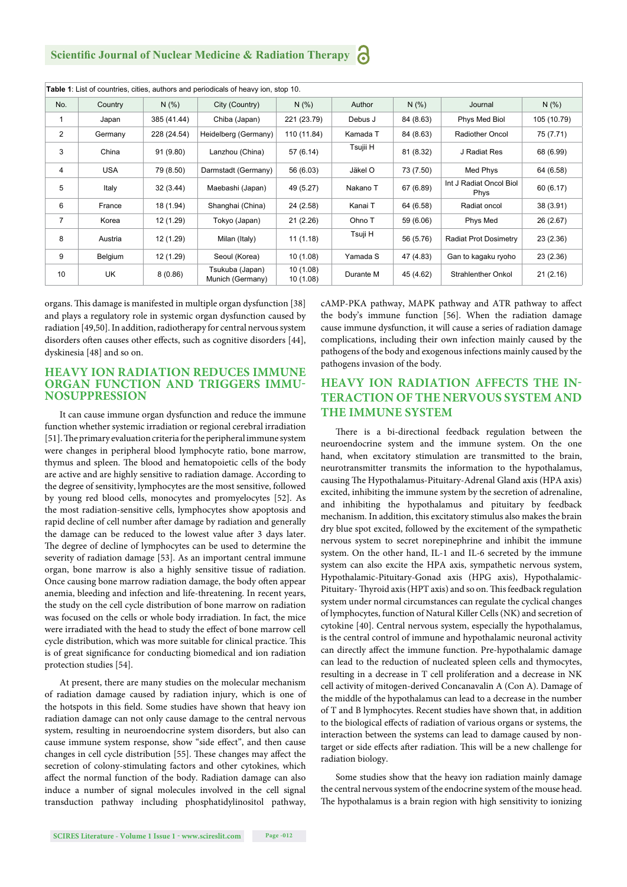**Table 1**: List of countries, cities, authors and periodicals of heavy ion, stop 10.

| No. | Country | N (%) | City (Country) | N (%) | Author | N (%) | Journal | N (%) |
|---|---|---|---|---|---|---|---|---|
| 1 | Japan | 385 (41.44) | Chiba (Japan) | 221 (23.79) | Debus J | 84 (8.63) | Phys Med Biol | 105 (10.79) |
| 2 | Germany | 228 (24.54) | Heidelberg (Germany) | 110 (11.84) | Kamada T | 84 (8.63) | Radiother Oncol | 75 (7.71) |
| 3 | China | 91 (9.80) | Lanzhou (China) | 57 (6.14) | Tsujii H | 81 (8.32) | J Radiat Res | 68 (6.99) |
| 4 | USA | 79 (8.50) | Darmstadt (Germany) | 56 (6.03) | Jäkel O | 73 (7.50) | Med Phys | 64 (6.58) |
| 5 | Italy | 32 (3.44) | Maebashi (Japan) | 49 (5.27) | Nakano T | 67 (6.89) | Int J Radiat Oncol Biol Phys | 60 (6.17) |
| 6 | France | 18 (1.94) | Shanghai (China) | 24 (2.58) | Kanai T | 64 (6.58) | Radiat oncol | 38 (3.91) |
| 7 | Korea | 12 (1.29) | Tokyo (Japan) | 21 (2.26) | Ohno T | 59 (6.06) | Phys Med | 26 (2.67) |
| 8 | Austria | 12 (1.29) | Milan (Italy) | 11 (1.18) | Tsuji H | 56 (5.76) | Radiat Prot Dosimetry | 23 (2.36) |
| 9 | Belgium | 12 (1.29) | Seoul (Korea) | 10 (1.08) | Yamada S | 47 (4.83) | Gan to kagaku ryoho | 23 (2.36) |
| 10 | UK | 8 (0.86) | Tsukuba (Japan) Munich (Germany) | 10 (1.08) 10 (1.08) | Durante M | 45 (4.62) | Strahlenther Onkol | 21 (2.16) |

organs. This damage is manifested in multiple organ dysfunction [38] and plays a regulatory role in systemic organ dysfunction caused by radiation [49,50]. In addition, radiotherapy for central nervous system disorders often causes other effects, such as cognitive disorders [44], dyskinesia [48] and so on.

## HEAVY ION RADIATION REDUCES IMMUNE ORGAN FUNCTION AND TRIGGERS IMMUNOSUPPRESSION

It can cause immune organ dysfunction and reduce the immune function whether systemic irradiation or regional cerebral irradiation [51]. The primary evaluation criteria for the peripheral immune system were changes in peripheral blood lymphocyte ratio, bone marrow, thymus and spleen. The blood and hematopoietic cells of the body are active and are highly sensitive to radiation damage. According to the degree of sensitivity, lymphocytes are the most sensitive, followed by young red blood cells, monocytes and promyelocytes [52]. As the most radiation-sensitive cells, lymphocytes show apoptosis and rapid decline of cell number after damage by radiation and generally the damage can be reduced to the lowest value after 3 days later. The degree of decline of lymphocytes can be used to determine the severity of radiation damage [53]. As an important central immune organ, bone marrow is also a highly sensitive tissue of radiation. Once causing bone marrow radiation damage, the body often appear anemia, bleeding and infection and life-threatening. In recent years, the study on the cell cycle distribution of bone marrow on radiation was focused on the cells or whole body irradiation. In fact, the mice were irradiated with the head to study the effect of bone marrow cell cycle distribution, which was more suitable for clinical practice. This is of great significance for conducting biomedical and ion radiation protection studies [54].

At present, there are many studies on the molecular mechanism of radiation damage caused by radiation injury, which is one of the hotspots in this field. Some studies have shown that heavy ion radiation damage can not only cause damage to the central nervous system, resulting in neuroendocrine system disorders, but also can cause immune system response, show "side effect", and then cause changes in cell cycle distribution [55]. These changes may affect the secretion of colony-stimulating factors and other cytokines, which affect the normal function of the body. Radiation damage can also induce a number of signal molecules involved in the cell signal transduction pathway including phosphatidylinositol pathway, cAMP-PKA pathway, MAPK pathway and ATR pathway to affect the body's immune function [56]. When the radiation damage cause immune dysfunction, it will cause a series of radiation damage complications, including their own infection mainly caused by the pathogens of the body and exogenous infections mainly caused by the pathogens invasion of the body.

## HEAVY ION RADIATION AFFECTS THE INTERACTION OF THE NERVOUS SYSTEM AND THE IMMUNE SYSTEM

There is a bi-directional feedback regulation between the neuroendocrine system and the immune system. On the one hand, when excitatory stimulation are transmitted to the brain, neurotransmitter transmits the information to the hypothalamus, causing The Hypothalamus-Pituitary-Adrenal Gland axis (HPA axis) excited, inhibiting the immune system by the secretion of adrenaline, and inhibiting the hypothalamus and pituitary by feedback mechanism. In addition, this excitatory stimulus also makes the brain dry blue spot excited, followed by the excitement of the sympathetic nervous system to secret norepinephrine and inhibit the immune system. On the other hand, IL-1 and IL-6 secreted by the immune system can also excite the HPA axis, sympathetic nervous system, Hypothalamic-Pituitary-Gonad axis (HPG axis), Hypothalamic-Pituitary- Thyroid axis (HPT axis) and so on. This feedback regulation system under normal circumstances can regulate the cyclical changes of lymphocytes, function of Natural Killer Cells (NK) and secretion of cytokine [40]. Central nervous system, especially the hypothalamus, is the central control of immune and hypothalamic neuronal activity can directly affect the immune function. Pre-hypothalamic damage can lead to the reduction of nucleated spleen cells and thymocytes, resulting in a decrease in T cell proliferation and a decrease in NK cell activity of mitogen-derived Concanavalin A (Con A). Damage of the middle of the hypothalamus can lead to a decrease in the number of T and B lymphocytes. Recent studies have shown that, in addition to the biological effects of radiation of various organs or systems, the interaction between the systems can lead to damage caused by non-target or side effects after radiation. This will be a new challenge for radiation biology.

Some studies show that the heavy ion radiation mainly damage the central nervous system of the endocrine system of the mouse head. The hypothalamus is a brain region with high sensitivity to ionizing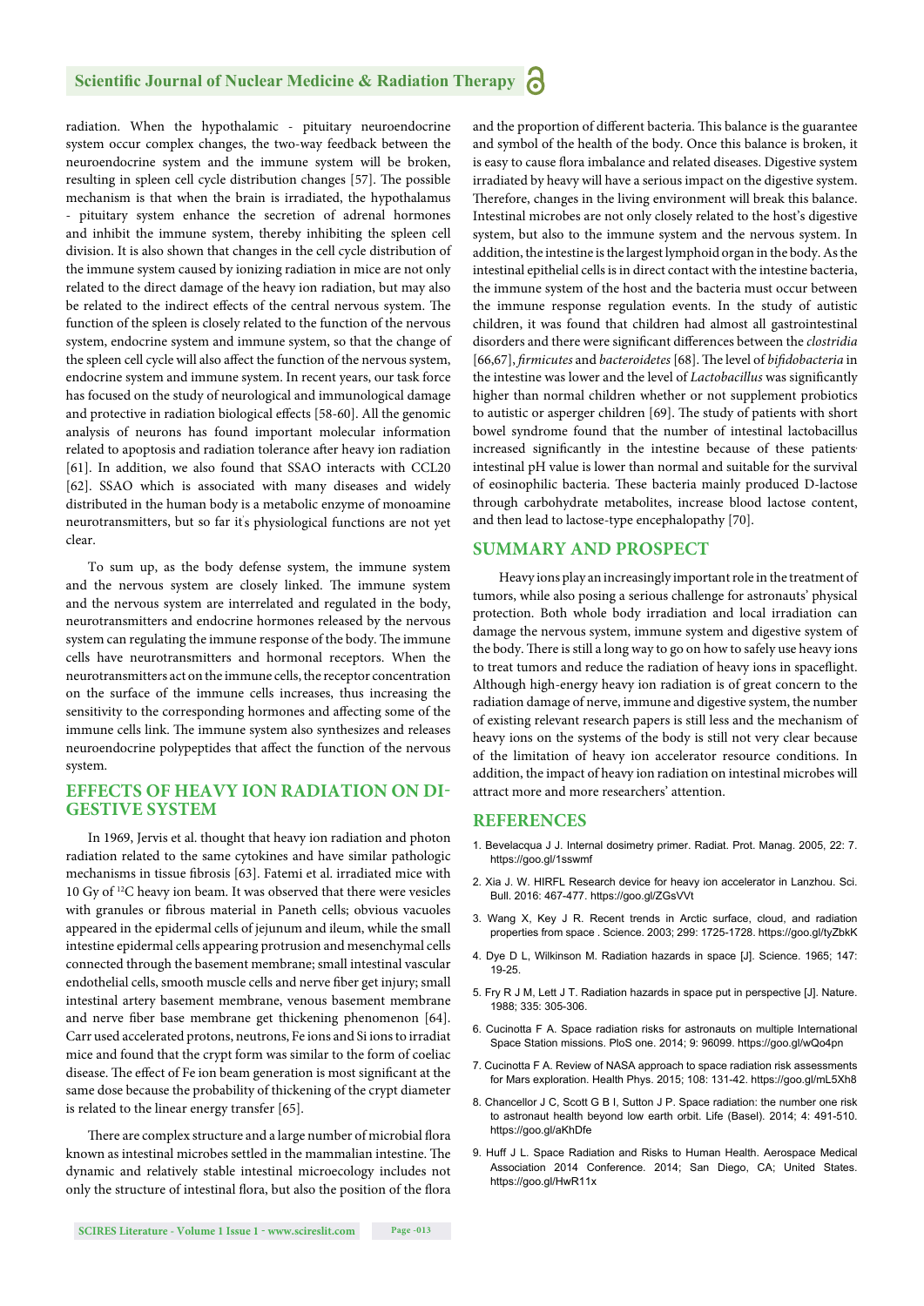radiation. When the hypothalamic - pituitary neuroendocrine system occur complex changes, the two-way feedback between the neuroendocrine system and the immune system will be broken, resulting in spleen cell cycle distribution changes [57]. The possible mechanism is that when the brain is irradiated, the hypothalamus - pituitary system enhance the secretion of adrenal hormones and inhibit the immune system, thereby inhibiting the spleen cell division. It is also shown that changes in the cell cycle distribution of the immune system caused by ionizing radiation in mice are not only related to the direct damage of the heavy ion radiation, but may also be related to the indirect effects of the central nervous system. The function of the spleen is closely related to the function of the nervous system, endocrine system and immune system, so that the change of the spleen cell cycle will also affect the function of the nervous system, endocrine system and immune system. In recent years, our task force has focused on the study of neurological and immunological damage and protective in radiation biological effects [58-60]. All the genomic analysis of neurons has found important molecular information related to apoptosis and radiation tolerance after heavy ion radiation [61]. In addition, we also found that SSAO interacts with CCL20 [62]. SSAO which is associated with many diseases and widely distributed in the human body is a metabolic enzyme of monoamine neurotransmitters, but so far it's physiological functions are not yet clear.

To sum up, as the body defense system, the immune system and the nervous system are closely linked. The immune system and the nervous system are interrelated and regulated in the body, neurotransmitters and endocrine hormones released by the nervous system can regulating the immune response of the body. The immune cells have neurotransmitters and hormonal receptors. When the neurotransmitters act on the immune cells, the receptor concentration on the surface of the immune cells increases, thus increasing the sensitivity to the corresponding hormones and affecting some of the immune cells link. The immune system also synthesizes and releases neuroendocrine polypeptides that affect the function of the nervous system.

## EFFECTS OF HEAVY ION RADIATION ON DIGESTIVE SYSTEM

In 1969, Jervis et al. thought that heavy ion radiation and photon radiation related to the same cytokines and have similar pathologic mechanisms in tissue fibrosis [63]. Fatemi et al. irradiated mice with 10 Gy of $^{12}$C heavy ion beam. It was observed that there were vesicles with granules or fibrous material in Paneth cells; obvious vacuoles appeared in the epidermal cells of jejunum and ileum, while the small intestine epidermal cells appearing protrusion and mesenchymal cells connected through the basement membrane; small intestinal vascular endothelial cells, smooth muscle cells and nerve fiber get injury; small intestinal artery basement membrane, venous basement membrane and nerve fiber base membrane get thickening phenomenon [64]. Carr used accelerated protons, neutrons, Fe ions and Si ions to irradiat mice and found that the crypt form was similar to the form of coeliac disease. The effect of Fe ion beam generation is most significant at the same dose because the probability of thickening of the crypt diameter is related to the linear energy transfer [65].

There are complex structure and a large number of microbial flora known as intestinal microbes settled in the mammalian intestine. The dynamic and relatively stable intestinal microecology includes not only the structure of intestinal flora, but also the position of the flora and the proportion of different bacteria. This balance is the guarantee and symbol of the health of the body. Once this balance is broken, it is easy to cause flora imbalance and related diseases. Digestive system irradiated by heavy will have a serious impact on the digestive system. Therefore, changes in the living environment will break this balance. Intestinal microbes are not only closely related to the host's digestive system, but also to the immune system and the nervous system. In addition, the intestine is the largest lymphoid organ in the body. As the intestinal epithelial cells is in direct contact with the intestine bacteria, the immune system of the host and the bacteria must occur between the immune response regulation events. In the study of autistic children, it was found that children had almost all gastrointestinal disorders and there were significant differences between the *clostridia* [66,67], *firmicutes* and *bacteroidetes* [68]. The level of *bifidobacteria* in the intestine was lower and the level of *Lactobacillus* was significantly higher than normal children whether or not supplement probiotics to autistic or asperger children [69]. The study of patients with short bowel syndrome found that the number of intestinal lactobacillus increased significantly in the intestine because of these patients' intestinal pH value is lower than normal and suitable for the survival of eosinophilic bacteria. These bacteria mainly produced D-lactose through carbohydrate metabolites, increase blood lactose content, and then lead to lactose-type encephalopathy [70].

## SUMMARY AND PROSPECT

Heavy ions play an increasingly important role in the treatment of tumors, while also posing a serious challenge for astronauts' physical protection. Both whole body irradiation and local irradiation can damage the nervous system, immune system and digestive system of the body. There is still a long way to go on how to safely use heavy ions to treat tumors and reduce the radiation of heavy ions in spaceflight. Although high-energy heavy ion radiation is of great concern to the radiation damage of nerve, immune and digestive system, the number of existing relevant research papers is still less and the mechanism of heavy ions on the systems of the body is still not very clear because of the limitation of heavy ion accelerator resource conditions. In addition, the impact of heavy ion radiation on intestinal microbes will attract more and more researchers' attention.

## REFERENCES

1. Bevelacqua J J. Internal dosimetry primer. Radiat. Prot. Manag. 2005, 22: 7. https://goo.gl/1sswmf
2. Xia J. W. HIRFL Research device for heavy ion accelerator in Lanzhou. Sci. Bull. 2016: 467-477. https://goo.gl/ZGsVVt
3. Wang X, Key J R. Recent trends in Arctic surface, cloud, and radiation properties from space . Science. 2003; 299: 1725-1728. https://goo.gl/tyZbkK
4. Dye D L, Wilkinson M. Radiation hazards in space [J]. Science. 1965; 147: 19-25.
5. Fry R J M, Lett J T. Radiation hazards in space put in perspective [J]. Nature. 1988; 335: 305-306.
6. Cucinotta F A. Space radiation risks for astronauts on multiple International Space Station missions. PloS one. 2014; 9: 96099. https://goo.gl/wQo4pn
7. Cucinotta F A. Review of NASA approach to space radiation risk assessments for Mars exploration. Health Phys. 2015; 108: 131-42. https://goo.gl/mL5Xh8
8. Chancellor J C, Scott G B I, Sutton J P. Space radiation: the number one risk to astronaut health beyond low earth orbit. Life (Basel). 2014; 4: 491-510. https://goo.gl/aKhDfe
9. Huff J L. Space Radiation and Risks to Human Health. Aerospace Medical Association 2014 Conference. 2014; San Diego, CA; United States. https://goo.gl/HwR11x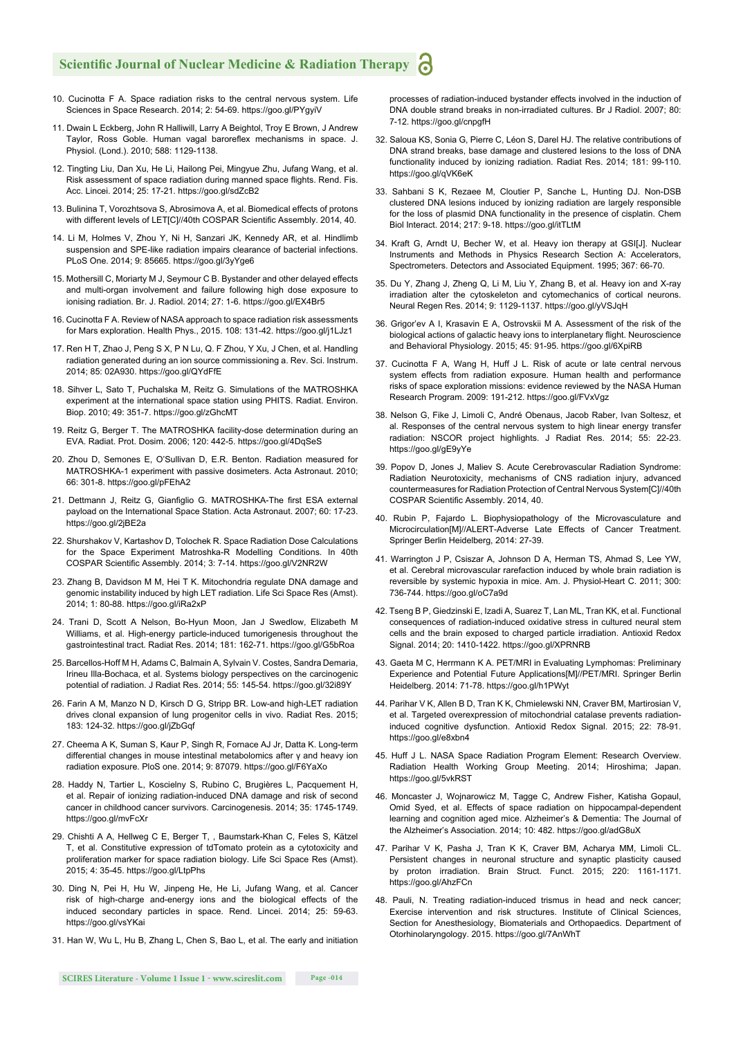10. Cucinotta F A. Space radiation risks to the central nervous system. Life Sciences in Space Research. 2014; 2: 54-69. https://goo.gl/PYgyiV

11. Dwain L Eckberg, John R Halliwill, Larry A Beightol, Troy E Brown, J Andrew Taylor, Ross Goble. Human vagal baroreflex mechanisms in space. J. Physiol. (Lond.). 2010; 588: 1129-1138.

12. Tingting Liu, Dan Xu, He Li, Hailong Pei, Mingyue Zhu, Jufang Wang, et al. Risk assessment of space radiation during manned space flights. Rend. Fis. Acc. Lincei. 2014; 25: 17-21. https://goo.gl/sdZcB2

13. Bulinina T, Vorozhtsova S, Abrosimova A, et al. Biomedical effects of protons with different levels of LET[C]//40th COSPAR Scientific Assembly. 2014, 40.

14. Li M, Holmes V, Zhou Y, Ni H, Sanzari JK, Kennedy AR, et al. Hindlimb suspension and SPE-like radiation impairs clearance of bacterial infections. PLoS One. 2014; 9: 85665. https://goo.gl/3yYge6

15. Mothersill C, Moriarty M J, Seymour C B. Bystander and other delayed effects and multi-organ involvement and failure following high dose exposure to ionising radiation. Br. J. Radiol. 2014; 27: 1-6. https://goo.gl/EX4Br5

16. Cucinotta F A. Review of NASA approach to space radiation risk assessments for Mars exploration. Health Phys., 2015. 108: 131-42. https://goo.gl/j1LJz1

17. Ren H T, Zhao J, Peng S X, P N Lu, Q. F Zhou, Y Xu, J Chen, et al. Handling radiation generated during an ion source commissioning a. Rev. Sci. Instrum. 2014; 85: 02A930. https://goo.gl/QYdFfE

18. Sihver L, Sato T, Puchalska M, Reitz G. Simulations of the MATROSHKA experiment at the international space station using PHITS. Radiat. Environ. Biop. 2010; 49: 351-7. https://goo.gl/zGhcMT

19. Reitz G, Berger T. The MATROSHKA facility-dose determination during an EVA. Radiat. Prot. Dosim. 2006; 120: 442-5. https://goo.gl/4DqSeS

20. Zhou D, Semones E, O'Sullivan D, E.R. Benton. Radiation measured for MATROSHKA-1 experiment with passive dosimeters. Acta Astronaut. 2010; 66: 301-8. https://goo.gl/pFEhA2

21. Dettmann J, Reitz G, Gianfiglio G. MATROSHKA-The first ESA external payload on the International Space Station. Acta Astronaut. 2007; 60: 17-23. https://goo.gl/2jBE2a

22. Shurshakov V, Kartashov D, Tolochek R. Space Radiation Dose Calculations for the Space Experiment Matroshka-R Modelling Conditions. In 40th COSPAR Scientific Assembly. 2014; 3: 7-14. https://goo.gl/V2NR2W

23. Zhang B, Davidson M M, Hei T K. Mitochondria regulate DNA damage and genomic instability induced by high LET radiation. Life Sci Space Res (Amst). 2014; 1: 80-88. https://goo.gl/iRa2xP

24. Trani D, Scott A Nelson, Bo-Hyun Moon, Jan J Swedlow, Elizabeth M Williams, et al. High-energy particle-induced tumorigenesis throughout the gastrointestinal tract. Radiat Res. 2014; 181: 162-71. https://goo.gl/G5bRoa

25. Barcellos-Hoff M H, Adams C, Balmain A, Sylvain V. Costes, Sandra Demaria, Irineu Illa-Bochaca, et al. Systems biology perspectives on the carcinogenic potential of radiation. J Radiat Res. 2014; 55: 145-54. https://goo.gl/32i89Y

26. Farin A M, Manzo N D, Kirsch D G, Stripp BR. Low-and high-LET radiation drives clonal expansion of lung progenitor cells in vivo. Radiat Res. 2015; 183: 124-32. https://goo.gl/jZbGqf

27. Cheema A K, Suman S, Kaur P, Singh R, Fornace AJ Jr, Datta K. Long-term differential changes in mouse intestinal metabolomics after γ and heavy ion radiation exposure. PloS one. 2014; 9: 87079. https://goo.gl/F6YaXo

28. Haddy N, Tartier L, Koscielny S, Rubino C, Brugières L, Pacquement H, et al. Repair of ionizing radiation-induced DNA damage and risk of second cancer in childhood cancer survivors. Carcinogenesis. 2014; 35: 1745-1749. https://goo.gl/mvFcXr

29. Chishti A A, Hellweg C E, Berger T, , Baumstark-Khan C, Feles S, Kätzel T, et al. Constitutive expression of tdTomato protein as a cytotoxicity and proliferation marker for space radiation biology. Life Sci Space Res (Amst). 2015; 4: 35-45. https://goo.gl/LtpPhs

30. Ding N, Pei H, Hu W, Jinpeng He, He Li, Jufang Wang, et al. Cancer risk of high-charge and-energy ions and the biological effects of the induced secondary particles in space. Rend. Lincei. 2014; 25: 59-63. https://goo.gl/vsYKai

31. Han W, Wu L, Hu B, Zhang L, Chen S, Bao L, et al. The early and initiation processes of radiation-induced bystander effects involved in the induction of DNA double strand breaks in non-irradiated cultures. Br J Radiol. 2007; 80: 7-12. https://goo.gl/cnpgfH

32. Saloua KS, Sonia G, Pierre C, Léon S, Darel HJ. The relative contributions of DNA strand breaks, base damage and clustered lesions to the loss of DNA functionality induced by ionizing radiation. Radiat Res. 2014; 181: 99-110. https://goo.gl/qVK6eK

33. Sahbani S K, Rezaee M, Cloutier P, Sanche L, Hunting DJ. Non-DSB clustered DNA lesions induced by ionizing radiation are largely responsible for the loss of plasmid DNA functionality in the presence of cisplatin. Chem Biol Interact. 2014; 217: 9-18. https://goo.gl/itTLtM

34. Kraft G, Arndt U, Becher W, et al. Heavy ion therapy at GSI[J]. Nuclear Instruments and Methods in Physics Research Section A: Accelerators, Spectrometers. Detectors and Associated Equipment. 1995; 367: 66-70.

35. Du Y, Zhang J, Zheng Q, Li M, Liu Y, Zhang B, et al. Heavy ion and X-ray irradiation alter the cytoskeleton and cytomechanics of cortical neurons. Neural Regen Res. 2014; 9: 1129-1137. https://goo.gl/yVSJqH

36. Grigor'ev A I, Krasavin E A, Ostrovskii M A. Assessment of the risk of the biological actions of galactic heavy ions to interplanetary flight. Neuroscience and Behavioral Physiology. 2015; 45: 91-95. https://goo.gl/6XpiRB

37. Cucinotta F A, Wang H, Huff J L. Risk of acute or late central nervous system effects from radiation exposure. Human health and performance risks of space exploration missions: evidence reviewed by the NASA Human Research Program. 2009: 191-212. https://goo.gl/FVxVgz

38. Nelson G, Fike J, Limoli C, André Obenaus, Jacob Raber, Ivan Soltesz, et al. Responses of the central nervous system to high linear energy transfer radiation: NSCOR project highlights. J Radiat Res. 2014; 55: 22-23. https://goo.gl/gE9yYe

39. Popov D, Jones J, Maliev S. Acute Cerebrovascular Radiation Syndrome: Radiation Neurotoxicity, mechanisms of CNS radiation injury, advanced countermeasures for Radiation Protection of Central Nervous System[C]//40th COSPAR Scientific Assembly. 2014, 40.

40. Rubin P, Fajardo L. Biophysiopathology of the Microvasculature and Microcirculation[M]//ALERT-Adverse Late Effects of Cancer Treatment. Springer Berlin Heidelberg, 2014: 27-39.

41. Warrington J P, Csiszar A, Johnson D A, Herman TS, Ahmad S, Lee YW, et al. Cerebral microvascular rarefaction induced by whole brain radiation is reversible by systemic hypoxia in mice. Am. J. Physiol-Heart C. 2011; 300: 736-744. https://goo.gl/oC7a9d

42. Tseng B P, Giedzinski E, Izadi A, Suarez T, Lan ML, Tran KK, et al. Functional consequences of radiation-induced oxidative stress in cultured neural stem cells and the brain exposed to charged particle irradiation. Antioxid Redox Signal. 2014; 20: 1410-1422. https://goo.gl/XPRNRB

43. Gaeta M C, Herrmann K A. PET/MRI in Evaluating Lymphomas: Preliminary Experience and Potential Future Applications[M]//PET/MRI. Springer Berlin Heidelberg. 2014: 71-78. https://goo.gl/h1PWyt

44. Parihar V K, Allen B D, Tran K K, Chmielewski NN, Craver BM, Martirosian V, et al. Targeted overexpression of mitochondrial catalase prevents radiation-induced cognitive dysfunction. Antioxid Redox Signal. 2015; 22: 78-91. https://goo.gl/e8xbn4

45. Huff J L. NASA Space Radiation Program Element: Research Overview. Radiation Health Working Group Meeting. 2014; Hiroshima; Japan. https://goo.gl/5vkRST

46. Moncaster J, Wojnarowicz M, Tagge C, Andrew Fisher, Katisha Gopaul, Omid Syed, et al. Effects of space radiation on hippocampal-dependent learning and cognition aged mice. Alzheimer's & Dementia: The Journal of the Alzheimer's Association. 2014; 10: 482. https://goo.gl/adG8uX

47. Parihar V K, Pasha J, Tran K K, Craver BM, Acharya MM, Limoli CL. Persistent changes in neuronal structure and synaptic plasticity caused by proton irradiation. Brain Struct. Funct. 2015; 220: 1161-1171. https://goo.gl/AhzFCn

48. Pauli, N. Treating radiation-induced trismus in head and neck cancer; Exercise intervention and risk structures. Institute of Clinical Sciences, Section for Anesthesiology, Biomaterials and Orthopaedics. Department of Otorhinolaryngology. 2015. https://goo.gl/7AnWhT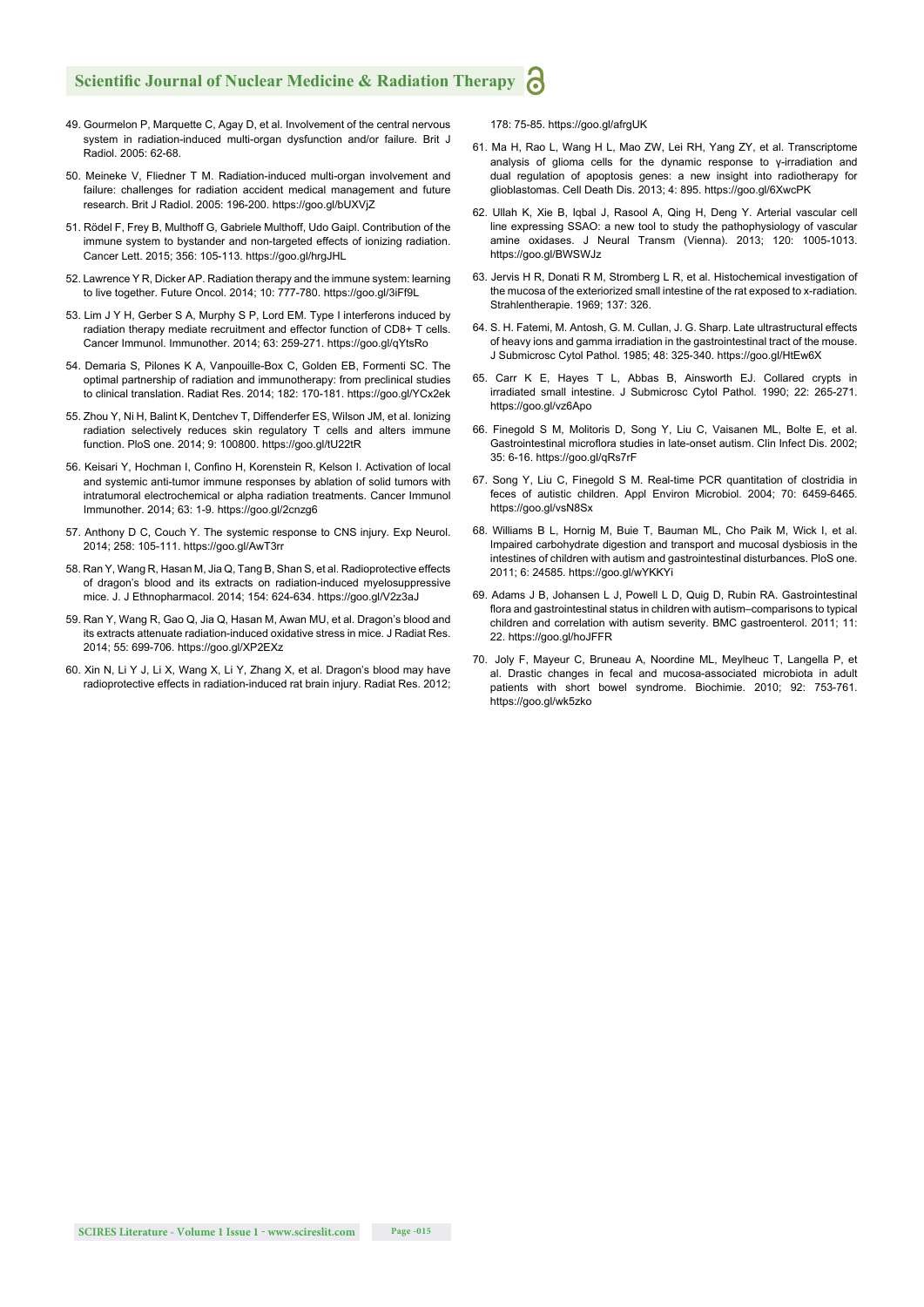49. Gourmelon P, Marquette C, Agay D, et al. Involvement of the central nervous system in radiation-induced multi-organ dysfunction and/or failure. Brit J Radiol. 2005: 62-68.

50. Meineke V, Fliedner T M. Radiation-induced multi-organ involvement and failure: challenges for radiation accident medical management and future research. Brit J Radiol. 2005: 196-200. https://goo.gl/bUXVjZ

51. Rödel F, Frey B, Multhoff G, Gabriele Multhoff, Udo Gaipl. Contribution of the immune system to bystander and non-targeted effects of ionizing radiation. Cancer Lett. 2015; 356: 105-113. https://goo.gl/hrgJHL

52. Lawrence Y R, Dicker AP. Radiation therapy and the immune system: learning to live together. Future Oncol. 2014; 10: 777-780. https://goo.gl/3iFf9L

53. Lim J Y H, Gerber S A, Murphy S P, Lord EM. Type I interferons induced by radiation therapy mediate recruitment and effector function of CD8+ T cells. Cancer Immunol. Immunother. 2014; 63: 259-271. https://goo.gl/qYtsRo

54. Demaria S, Pilones K A, Vanpouille-Box C, Golden EB, Formenti SC. The optimal partnership of radiation and immunotherapy: from preclinical studies to clinical translation. Radiat Res. 2014; 182: 170-181. https://goo.gl/YCx2ek

55. Zhou Y, Ni H, Balint K, Dentchev T, Diffenderfer ES, Wilson JM, et al. Ionizing radiation selectively reduces skin regulatory T cells and alters immune function. PloS one. 2014; 9: 100800. https://goo.gl/tU22tR

56. Keisari Y, Hochman I, Confino H, Korenstein R, Kelson I. Activation of local and systemic anti-tumor immune responses by ablation of solid tumors with intratumoral electrochemical or alpha radiation treatments. Cancer Immunol Immunother. 2014; 63: 1-9. https://goo.gl/2cnzg6

57. Anthony D C, Couch Y. The systemic response to CNS injury. Exp Neurol. 2014; 258: 105-111. https://goo.gl/AwT3rr

58. Ran Y, Wang R, Hasan M, Jia Q, Tang B, Shan S, et al. Radioprotective effects of dragon's blood and its extracts on radiation-induced myelosuppressive mice. J. J Ethnopharmacol. 2014; 154: 624-634. https://goo.gl/V2z3aJ

59. Ran Y, Wang R, Gao Q, Jia Q, Hasan M, Awan MU, et al. Dragon's blood and its extracts attenuate radiation-induced oxidative stress in mice. J Radiat Res. 2014; 55: 699-706. https://goo.gl/XP2EXz

60. Xin N, Li Y J, Li X, Wang X, Li Y, Zhang X, et al. Dragon's blood may have radioprotective effects in radiation-induced rat brain injury. Radiat Res. 2012; 178: 75-85. https://goo.gl/afrgUK

61. Ma H, Rao L, Wang H L, Mao ZW, Lei RH, Yang ZY, et al. Transcriptome analysis of glioma cells for the dynamic response to γ-irradiation and dual regulation of apoptosis genes: a new insight into radiotherapy for glioblastomas. Cell Death Dis. 2013; 4: 895. https://goo.gl/6XwcPK

62. Ullah K, Xie B, Iqbal J, Rasool A, Qing H, Deng Y. Arterial vascular cell line expressing SSAO: a new tool to study the pathophysiology of vascular amine oxidases. J Neural Transm (Vienna). 2013; 120: 1005-1013. https://goo.gl/BWSWJz

63. Jervis H R, Donati R M, Stromberg L R, et al. Histochemical investigation of the mucosa of the exteriorized small intestine of the rat exposed to x-radiation. Strahlentherapie. 1969; 137: 326.

64. S. H. Fatemi, M. Antosh, G. M. Cullan, J. G. Sharp. Late ultrastructural effects of heavy ions and gamma irradiation in the gastrointestinal tract of the mouse. J Submicrosc Cytol Pathol. 1985; 48: 325-340. https://goo.gl/HtEw6X

65. Carr K E, Hayes T L, Abbas B, Ainsworth EJ. Collared crypts in irradiated small intestine. J Submicrosc Cytol Pathol. 1990; 22: 265-271. https://goo.gl/vz6Apo

66. Finegold S M, Molitoris D, Song Y, Liu C, Vaisanen ML, Bolte E, et al. Gastrointestinal microflora studies in late-onset autism. Clin Infect Dis. 2002; 35: 6-16. https://goo.gl/qRs7rF

67. Song Y, Liu C, Finegold S M. Real-time PCR quantitation of clostridia in feces of autistic children. Appl Environ Microbiol. 2004; 70: 6459-6465. https://goo.gl/vsN8Sx

68. Williams B L, Hornig M, Buie T, Bauman ML, Cho Paik M, Wick I, et al. Impaired carbohydrate digestion and transport and mucosal dysbiosis in the intestines of children with autism and gastrointestinal disturbances. PloS one. 2011; 6: 24585. https://goo.gl/wYKKYi

69. Adams J B, Johansen L J, Powell L D, Quig D, Rubin RA. Gastrointestinal flora and gastrointestinal status in children with autism–comparisons to typical children and correlation with autism severity. BMC gastroenterol. 2011; 11: 22. https://goo.gl/hoJFFR

70. Joly F, Mayeur C, Bruneau A, Noordine ML, Meylheuc T, Langella P, et al. Drastic changes in fecal and mucosa-associated microbiota in adult patients with short bowel syndrome. Biochimie. 2010; 92: 753-761. https://goo.gl/wk5zko